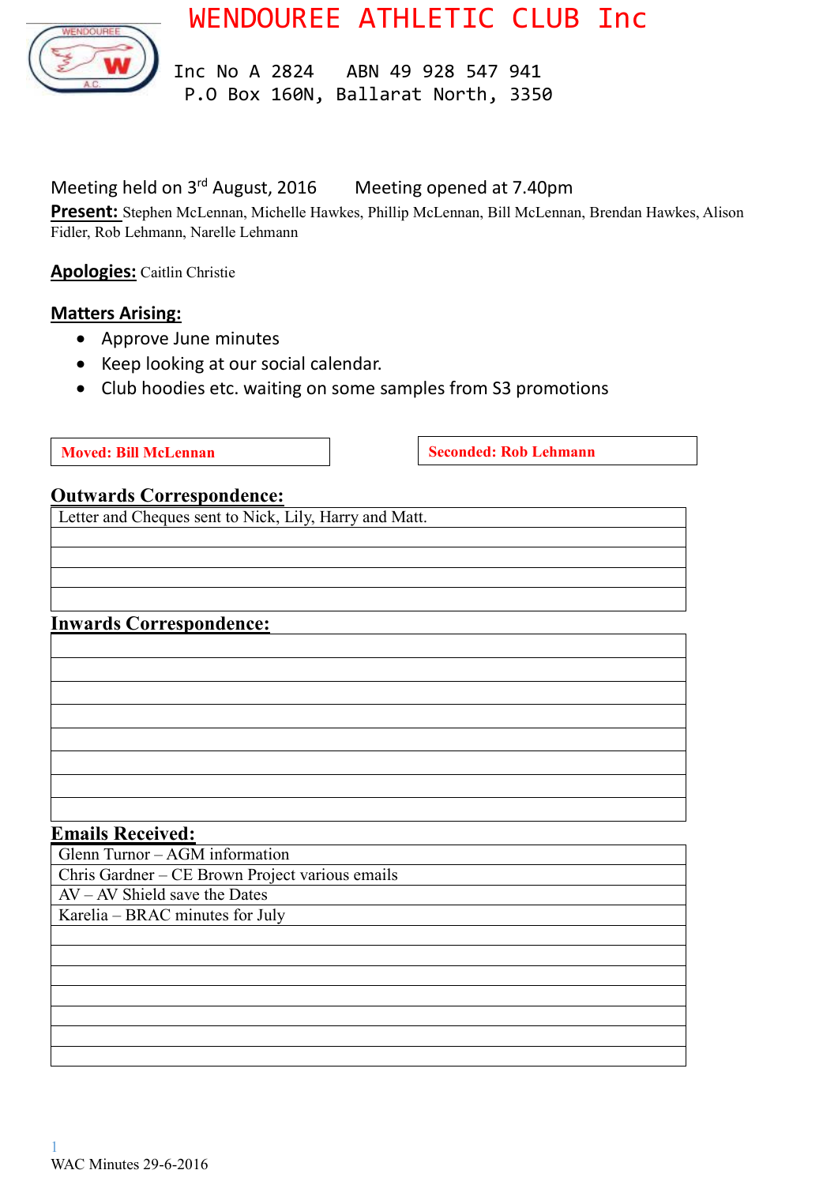# WENDOUREE ATHLETIC CLUB Inc

Inc No A 2824 ABN 49 928 547 941
P.O Box 160N, Ballarat North, 3350

Meeting held on 3rd August, 2016 Meeting opened at 7.40pm

**Present:** Stephen McLennan, Michelle Hawkes, Phillip McLennan, Bill McLennan, Brendan Hawkes, Alison Fidler, Rob Lehmann, Narelle Lehmann

**Apologies:** Caitlin Christie

## Matters Arising:

- Approve June minutes
- Keep looking at our social calendar.
- Club hoodies etc. waiting on some samples from S3 promotions

| Moved: Bill McLennan | Seconded: Rob Lehmann |
|---|---|

## Outwards Correspondence:

| |
|---|
| Letter and Cheques sent to Nick, Lily, Harry and Matt. |
| |
| |
| |
| |

## Inwards Correspondence:

| |
|---|
| |
| |
| |
| |
| |
| |
| |
| |

## Emails Received:

| |
|---|
| Glenn Turnor – AGM information |
| Chris Gardner – CE Brown Project various emails |
| AV – AV Shield save the Dates |
| Karelia – BRAC minutes for July |
| |
| |
| |
| |
| |
| |
| |

WAC Minutes 29-6-2016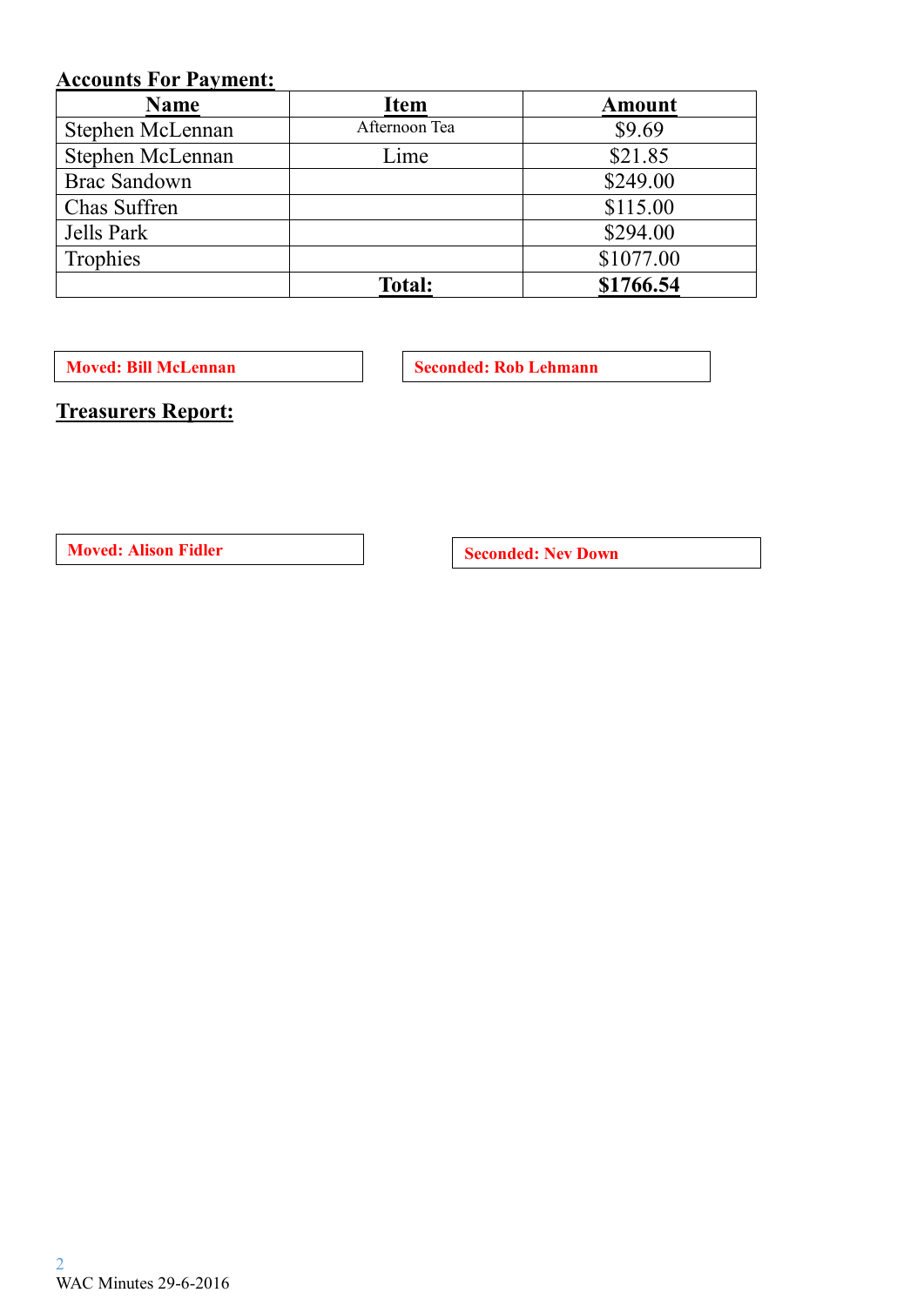**Accounts For Payment:**

| Name | Item | Amount |
|---|---|---|
| Stephen McLennan | Afternoon Tea | $9.69 |
| Stephen McLennan | Lime | $21.85 |
| Brac Sandown | | $249.00 |
| Chas Suffren | | $115.00 |
| Jells Park | | $294.00 |
| Trophies | | $1077.00 |
| | **Total:** | **$1766.54** |

**Moved: Bill McLennan**

**Seconded: Rob Lehmann**

## Treasurers Report:

**Moved: Alison Fidler**

**Seconded: Nev Down**

WAC Minutes 29-6-2016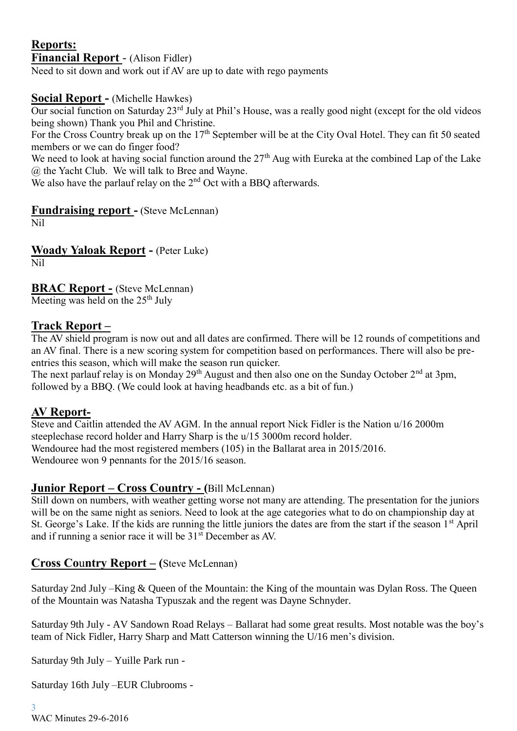## Reports:

### Financial Report - (Alison Fidler)

Need to sit down and work out if AV are up to date with rego payments

### Social Report - (Michelle Hawkes)

Our social function on Saturday 23rd July at Phil's House, was a really good night (except for the old videos being shown) Thank you Phil and Christine.

For the Cross Country break up on the 17th September will be at the City Oval Hotel. They can fit 50 seated members or we can do finger food?

We need to look at having social function around the 27th Aug with Eureka at the combined Lap of the Lake @ the Yacht Club. We will talk to Bree and Wayne.

We also have the parlauf relay on the 2nd Oct with a BBQ afterwards.

### Fundraising report - (Steve McLennan)

Nil

### Woady Yaloak Report - (Peter Luke)

Nil

### BRAC Report - (Steve McLennan)

Meeting was held on the 25th July

### Track Report –

The AV shield program is now out and all dates are confirmed. There will be 12 rounds of competitions and an AV final. There is a new scoring system for competition based on performances. There will also be pre-entries this season, which will make the season run quicker.

The next parlauf relay is on Monday 29th August and then also one on the Sunday October 2nd at 3pm, followed by a BBQ. (We could look at having headbands etc. as a bit of fun.)

### AV Report-

Steve and Caitlin attended the AV AGM. In the annual report Nick Fidler is the Nation u/16 2000m steeplechase record holder and Harry Sharp is the u/15 3000m record holder.

Wendouree had the most registered members (105) in the Ballarat area in 2015/2016.

Wendouree won 9 pennants for the 2015/16 season.

### Junior Report – Cross Country - (Bill McLennan)

Still down on numbers, with weather getting worse not many are attending. The presentation for the juniors will be on the same night as seniors. Need to look at the age categories what to do on championship day at St. George's Lake. If the kids are running the little juniors the dates are from the start if the season 1st April and if running a senior race it will be 31st December as AV.

### Cross Country Report – (Steve McLennan)

Saturday 2nd July –King & Queen of the Mountain: the King of the mountain was Dylan Ross. The Queen of the Mountain was Natasha Typuszak and the regent was Dayne Schnyder.

Saturday 9th July - AV Sandown Road Relays – Ballarat had some great results. Most notable was the boy's team of Nick Fidler, Harry Sharp and Matt Catterson winning the U/16 men's division.

Saturday 9th July – Yuille Park run -

Saturday 16th July –EUR Clubrooms -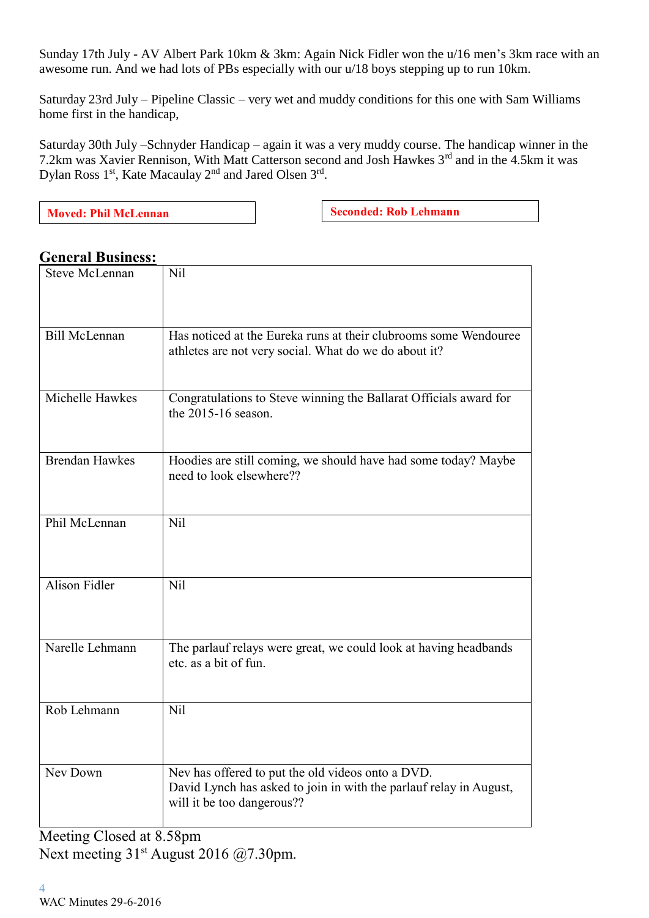Sunday 17th July - AV Albert Park 10km & 3km: Again Nick Fidler won the u/16 men's 3km race with an awesome run. And we had lots of PBs especially with our u/18 boys stepping up to run 10km.

Saturday 23rd July – Pipeline Classic – very wet and muddy conditions for this one with Sam Williams home first in the handicap,

Saturday 30th July –Schnyder Handicap – again it was a very muddy course. The handicap winner in the 7.2km was Xavier Rennison, With Matt Catterson second and Josh Hawkes 3rd and in the 4.5km it was Dylan Ross 1st, Kate Macaulay 2nd and Jared Olsen 3rd.

**Moved: Phil McLennan**

**Seconded: Rob Lehmann**

## General Business:

| | |
|---|---|
| Steve McLennan | Nil |
| Bill McLennan | Has noticed at the Eureka runs at their clubrooms some Wendouree athletes are not very social. What do we do about it? |
| Michelle Hawkes | Congratulations to Steve winning the Ballarat Officials award for the 2015-16 season. |
| Brendan Hawkes | Hoodies are still coming, we should have had some today? Maybe need to look elsewhere?? |
| Phil McLennan | Nil |
| Alison Fidler | Nil |
| Narelle Lehmann | The parlauf relays were great, we could look at having headbands etc. as a bit of fun. |
| Rob Lehmann | Nil |
| Nev Down | Nev has offered to put the old videos onto a DVD.<br>David Lynch has asked to join in with the parlauf relay in August, will it be too dangerous?? |

Meeting Closed at 8.58pm
Next meeting 31st August 2016 @7.30pm.